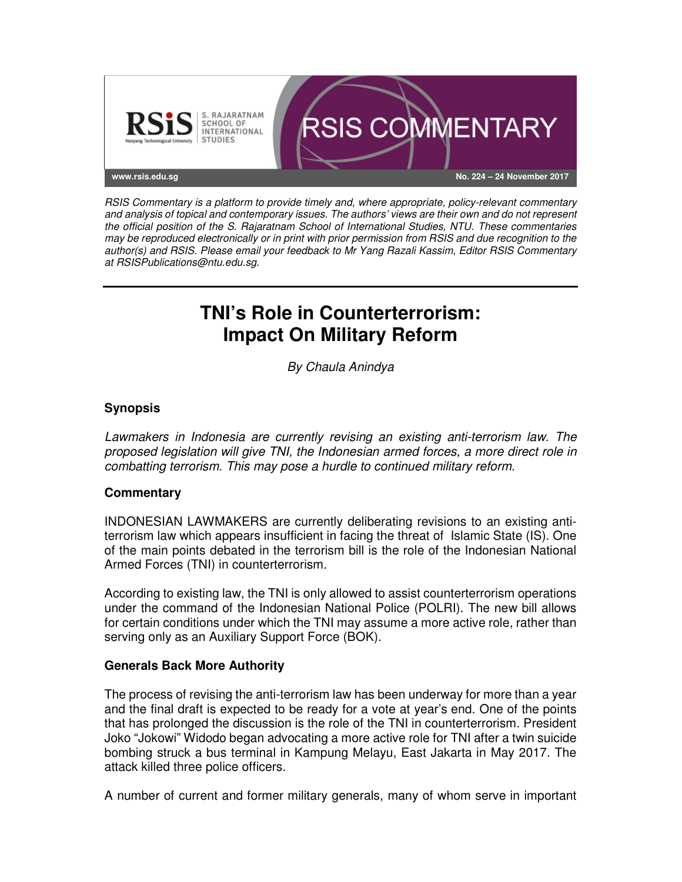RSIS Commentary is a platform to provide timely and, where appropriate, policy-relevant commentary and analysis of topical and contemporary issues. The authors' views are their own and do not represent the official position of the S. Rajaratnam School of International Studies, NTU. These commentaries may be reproduced electronically or in print with prior permission from RSIS and due recognition to the author(s) and RSIS. Please email your feedback to Mr Yang Razali Kassim, Editor RSIS Commentary at RSISPublications@ntu.edu.sg.

# TNI's Role in Counterterrorism: Impact On Military Reform

*By Chaula Anindya*

## Synopsis

*Lawmakers in Indonesia are currently revising an existing anti-terrorism law. The proposed legislation will give TNI, the Indonesian armed forces, a more direct role in combatting terrorism. This may pose a hurdle to continued military reform.*

## Commentary

INDONESIAN LAWMAKERS are currently deliberating revisions to an existing anti-terrorism law which appears insufficient in facing the threat of Islamic State (IS). One of the main points debated in the terrorism bill is the role of the Indonesian National Armed Forces (TNI) in counterterrorism.

According to existing law, the TNI is only allowed to assist counterterrorism operations under the command of the Indonesian National Police (POLRI). The new bill allows for certain conditions under which the TNI may assume a more active role, rather than serving only as an Auxiliary Support Force (BOK).

### Generals Back More Authority

The process of revising the anti-terrorism law has been underway for more than a year and the final draft is expected to be ready for a vote at year's end. One of the points that has prolonged the discussion is the role of the TNI in counterterrorism. President Joko "Jokowi" Widodo began advocating a more active role for TNI after a twin suicide bombing struck a bus terminal in Kampung Melayu, East Jakarta in May 2017. The attack killed three police officers.

A number of current and former military generals, many of whom serve in important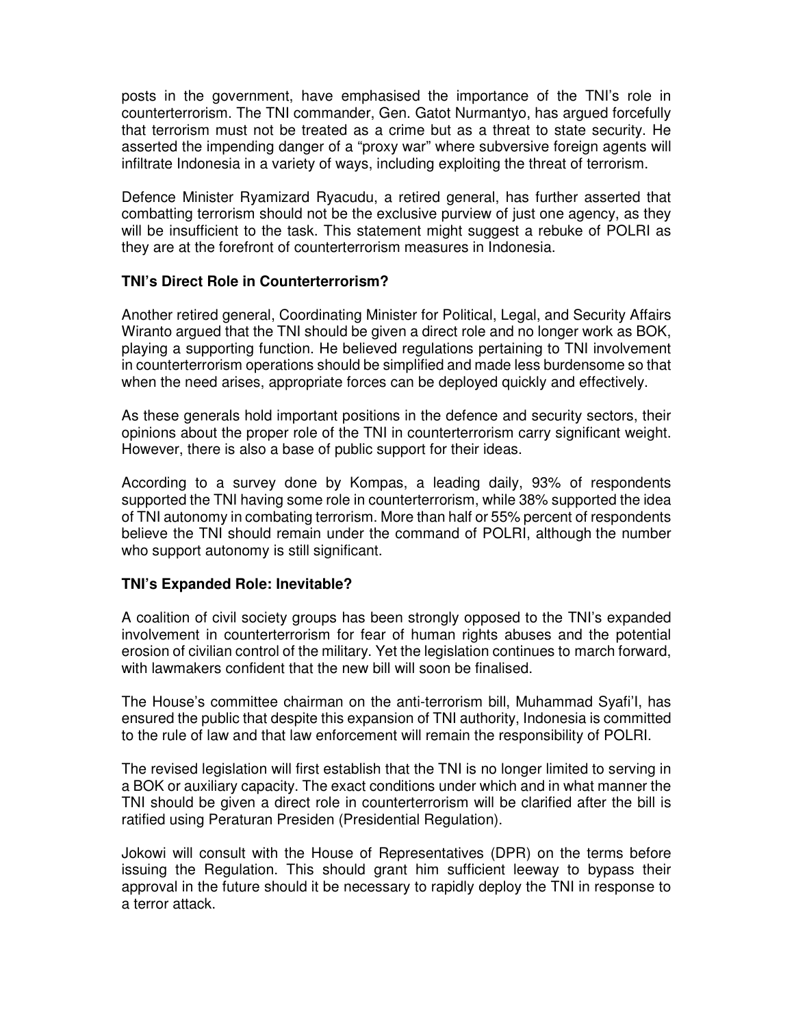posts in the government, have emphasised the importance of the TNI's role in counterterrorism. The TNI commander, Gen. Gatot Nurmantyo, has argued forcefully that terrorism must not be treated as a crime but as a threat to state security. He asserted the impending danger of a "proxy war" where subversive foreign agents will infiltrate Indonesia in a variety of ways, including exploiting the threat of terrorism.

Defence Minister Ryamizard Ryacudu, a retired general, has further asserted that combatting terrorism should not be the exclusive purview of just one agency, as they will be insufficient to the task. This statement might suggest a rebuke of POLRI as they are at the forefront of counterterrorism measures in Indonesia.

### TNI's Direct Role in Counterterrorism?

Another retired general, Coordinating Minister for Political, Legal, and Security Affairs Wiranto argued that the TNI should be given a direct role and no longer work as BOK, playing a supporting function. He believed regulations pertaining to TNI involvement in counterterrorism operations should be simplified and made less burdensome so that when the need arises, appropriate forces can be deployed quickly and effectively.

As these generals hold important positions in the defence and security sectors, their opinions about the proper role of the TNI in counterterrorism carry significant weight. However, there is also a base of public support for their ideas.

According to a survey done by Kompas, a leading daily, 93% of respondents supported the TNI having some role in counterterrorism, while 38% supported the idea of TNI autonomy in combating terrorism. More than half or 55% percent of respondents believe the TNI should remain under the command of POLRI, although the number who support autonomy is still significant.

### TNI's Expanded Role: Inevitable?

A coalition of civil society groups has been strongly opposed to the TNI's expanded involvement in counterterrorism for fear of human rights abuses and the potential erosion of civilian control of the military. Yet the legislation continues to march forward, with lawmakers confident that the new bill will soon be finalised.

The House's committee chairman on the anti-terrorism bill, Muhammad Syafi'I, has ensured the public that despite this expansion of TNI authority, Indonesia is committed to the rule of law and that law enforcement will remain the responsibility of POLRI.

The revised legislation will first establish that the TNI is no longer limited to serving in a BOK or auxiliary capacity. The exact conditions under which and in what manner the TNI should be given a direct role in counterterrorism will be clarified after the bill is ratified using Peraturan Presiden (Presidential Regulation).

Jokowi will consult with the House of Representatives (DPR) on the terms before issuing the Regulation. This should grant him sufficient leeway to bypass their approval in the future should it be necessary to rapidly deploy the TNI in response to a terror attack.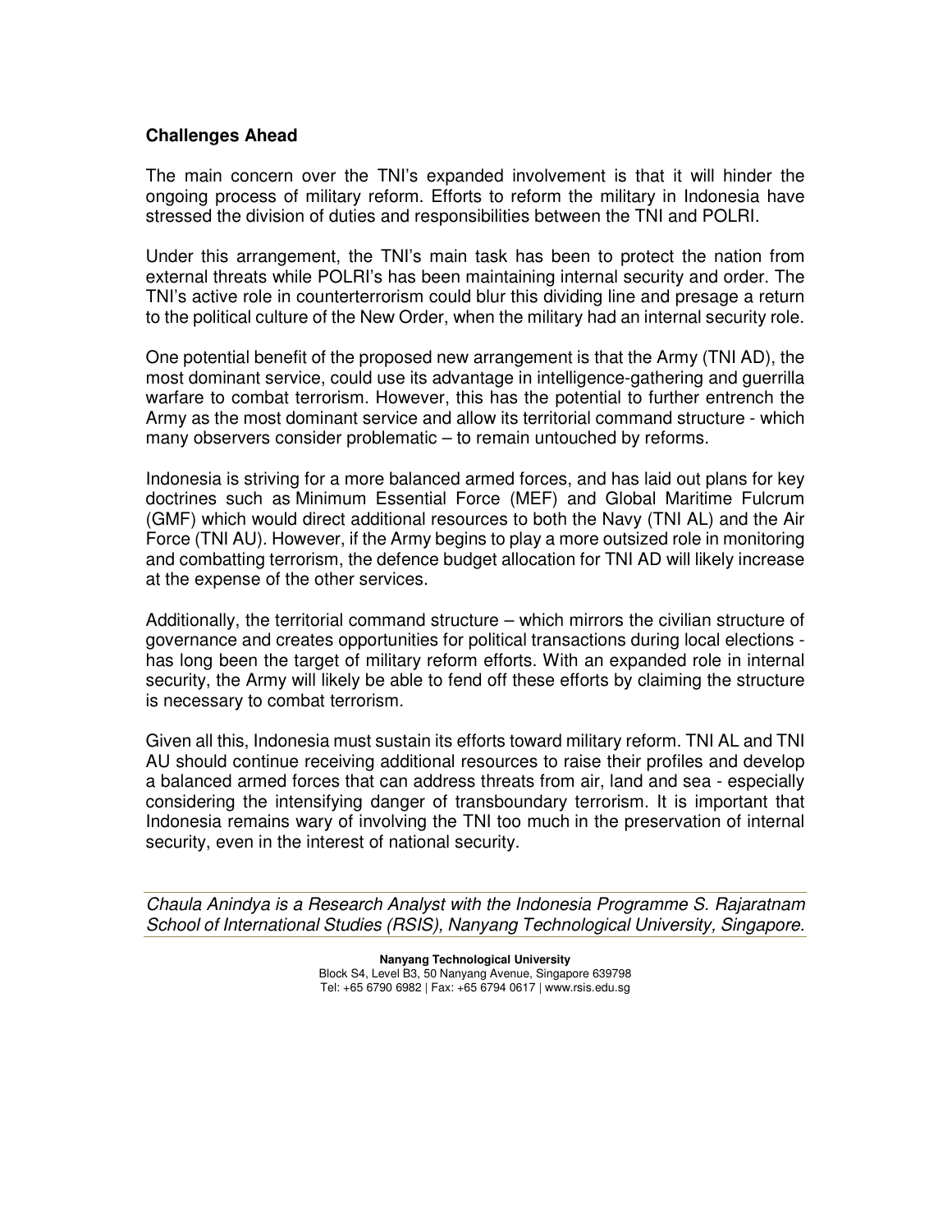### Challenges Ahead

The main concern over the TNI's expanded involvement is that it will hinder the ongoing process of military reform. Efforts to reform the military in Indonesia have stressed the division of duties and responsibilities between the TNI and POLRI.

Under this arrangement, the TNI's main task has been to protect the nation from external threats while POLRI's has been maintaining internal security and order. The TNI's active role in counterterrorism could blur this dividing line and presage a return to the political culture of the New Order, when the military had an internal security role.

One potential benefit of the proposed new arrangement is that the Army (TNI AD), the most dominant service, could use its advantage in intelligence-gathering and guerrilla warfare to combat terrorism. However, this has the potential to further entrench the Army as the most dominant service and allow its territorial command structure - which many observers consider problematic – to remain untouched by reforms.

Indonesia is striving for a more balanced armed forces, and has laid out plans for key doctrines such as Minimum Essential Force (MEF) and Global Maritime Fulcrum (GMF) which would direct additional resources to both the Navy (TNI AL) and the Air Force (TNI AU). However, if the Army begins to play a more outsized role in monitoring and combatting terrorism, the defence budget allocation for TNI AD will likely increase at the expense of the other services.

Additionally, the territorial command structure – which mirrors the civilian structure of governance and creates opportunities for political transactions during local elections - has long been the target of military reform efforts. With an expanded role in internal security, the Army will likely be able to fend off these efforts by claiming the structure is necessary to combat terrorism.

Given all this, Indonesia must sustain its efforts toward military reform. TNI AL and TNI AU should continue receiving additional resources to raise their profiles and develop a balanced armed forces that can address threats from air, land and sea - especially considering the intensifying danger of transboundary terrorism. It is important that Indonesia remains wary of involving the TNI too much in the preservation of internal security, even in the interest of national security.

---

*Chaula Anindya is a Research Analyst with the Indonesia Programme S. Rajaratnam School of International Studies (RSIS), Nanyang Technological University, Singapore.*

---

**Nanyang Technological University**
Block S4, Level B3, 50 Nanyang Avenue, Singapore 639798
Tel: +65 6790 6982 | Fax: +65 6794 0617 | www.rsis.edu.sg